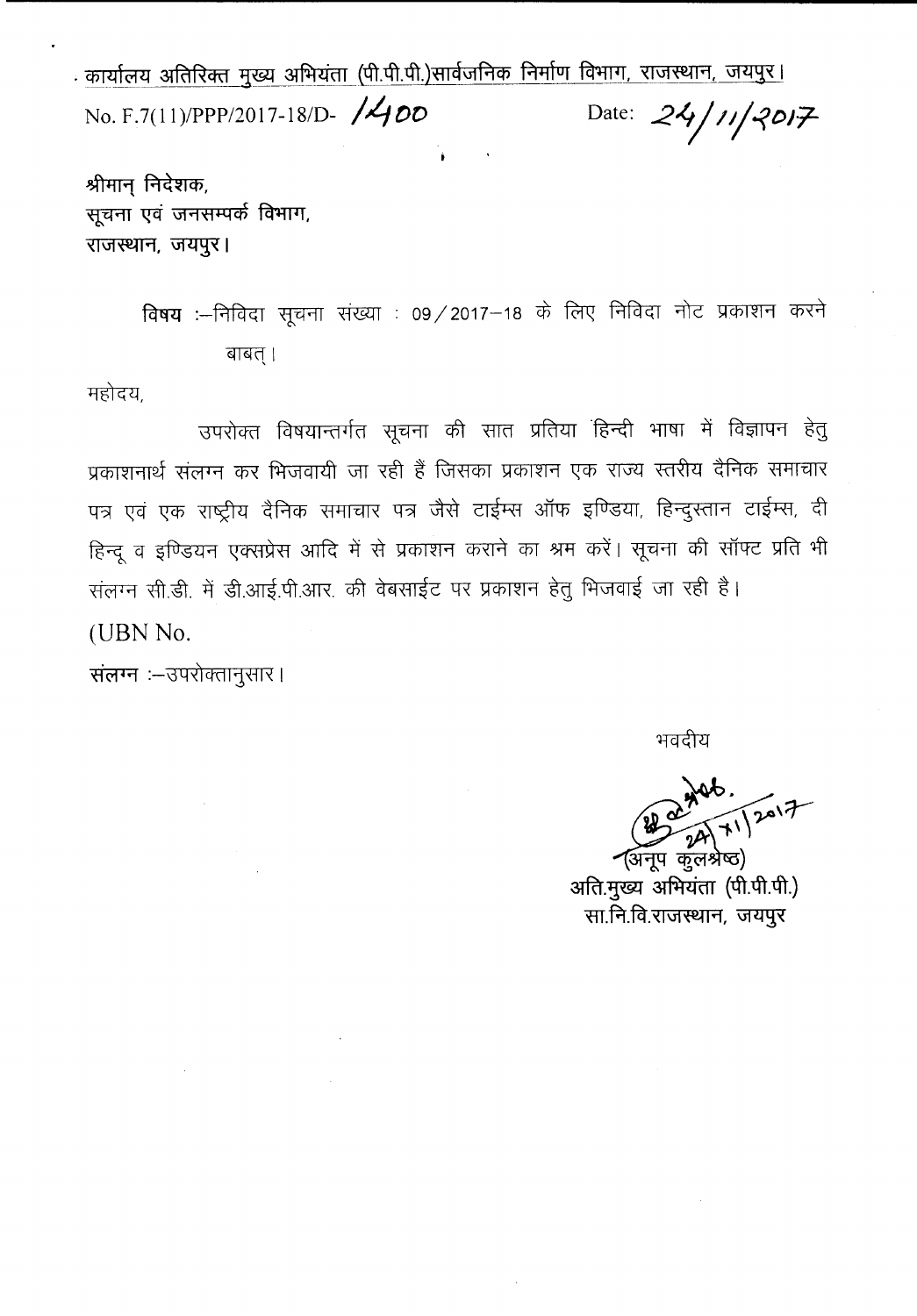कार्यालय अतिरिक्त मुख्य अभियंता (पी.पी.पी.)सार्वजनिक निर्माण विभाग, राजस्थान, जयपुर।

No. F.7(11)/PPP/2017-18/D- 1400

Date: 24/11/2017

श्रीमान् निदेशक,
सूचना एवं जनसम्पर्क विभाग,
राजस्थान, जयपुर।

**विषय** :–निविदा सूचना संख्या : 09/2017–18 के लिए निविदा नोट प्रकाशन करने बाबत्।

महोदय,

उपरोक्त विषयान्तर्गत सूचना की सात प्रतिया हिन्दी भाषा में विज्ञापन हेतु प्रकाशनार्थ संलग्न कर भिजवायी जा रही हैं जिसका प्रकाशन एक राज्य स्तरीय दैनिक समाचार पत्र एवं एक राष्ट्रीय दैनिक समाचार पत्र जैसे टाईम्स ऑफ इण्डिया, हिन्दुस्तान टाईम्स, दी हिन्दू व इण्डियन एक्सप्रेस आदि में से प्रकाशन कराने का श्रम करें। सूचना की सॉफ्ट प्रति भी संलग्न सी.डी. में डी.आई.पी.आर. की वेबसाईट पर प्रकाशन हेतु भिजवाई जा रही है।

(UBN No.

संलग्न :–उपरोक्तानुसार।

भवदीय

24/11/2017

(अनूप कुलश्रेष्ठ)
अति.मुख्य अभियंता (पी.पी.पी.)
सा.नि.वि.राजस्थान, जयपुर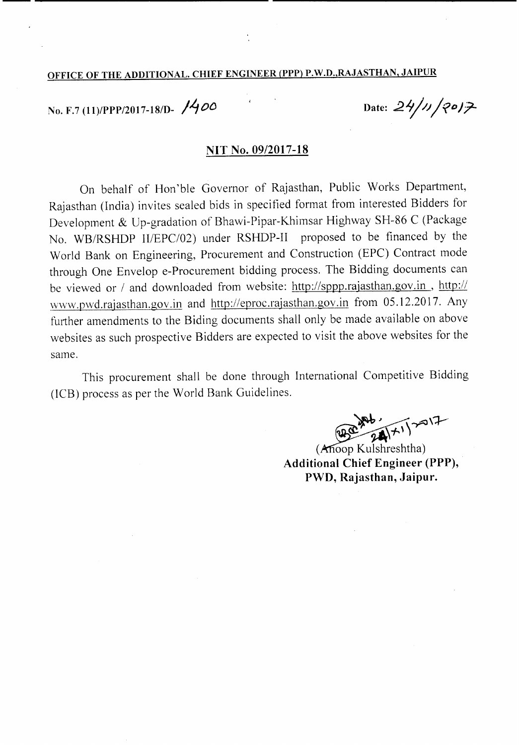**OFFICE OF THE ADDITIONAL. CHIEF ENGINEER (PPP) P.W.D.,RAJASTHAN, JAIPUR**

No. F.7 (11)/PPP/2017-18/D- 1400 Date: 24/11/2017

**NIT No. 09/2017-18**

On behalf of Hon'ble Governor of Rajasthan, Public Works Department, Rajasthan (India) invites sealed bids in specified format from interested Bidders for Development & Up-gradation of Bhawi-Pipar-Khimsar Highway SH-86 C (Package No. WB/RSHDP II/EPC/02) under RSHDP-II proposed to be financed by the World Bank on Engineering, Procurement and Construction (EPC) Contract mode through One Envelop e-Procurement bidding process. The Bidding documents can be viewed or / and downloaded from website: http://sppp.rajasthan.gov.in , http://www.pwd.rajasthan.gov.in and http://eproc.rajasthan.gov.in from 05.12.2017. Any further amendments to the Biding documents shall only be made available on above websites as such prospective Bidders are expected to visit the above websites for the same.

This procurement shall be done through International Competitive Bidding (ICB) process as per the World Bank Guidelines.

(Anoop Kulshreshtha)
**Additional Chief Engineer (PPP),**
**PWD, Rajasthan, Jaipur.**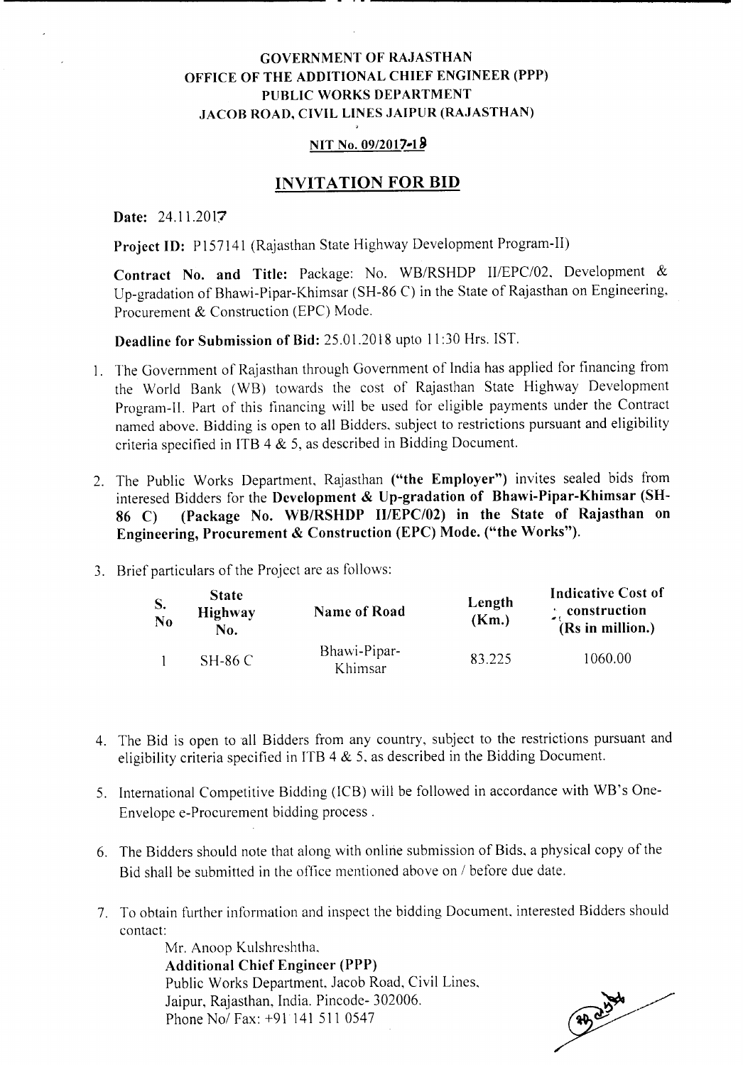**GOVERNMENT OF RAJASTHAN**
**OFFICE OF THE ADDITIONAL CHIEF ENGINEER (PPP)**
**PUBLIC WORKS DEPARTMENT**
**JACOB ROAD, CIVIL LINES JAIPUR (RAJASTHAN)**

**NIT No. 09/2017-18**

## INVITATION FOR BID

**Date:** 24.11.2017

**Project ID:** P157141 (Rajasthan State Highway Development Program-II)

**Contract No. and Title:** Package: No. WB/RSHDP II/EPC/02, Development & Up-gradation of Bhawi-Pipar-Khimsar (SH-86 C) in the State of Rajasthan on Engineering, Procurement & Construction (EPC) Mode.

**Deadline for Submission of Bid:** 25.01.2018 upto 11:30 Hrs. IST.

1. The Government of Rajasthan through Government of India has applied for financing from the World Bank (WB) towards the cost of Rajasthan State Highway Development Program-II. Part of this financing will be used for eligible payments under the Contract named above. Bidding is open to all Bidders, subject to restrictions pursuant and eligibility criteria specified in ITB 4 & 5, as described in Bidding Document.

2. The Public Works Department, Rajasthan **("the Employer")** invites sealed bids from interesed Bidders for the **Development & Up-gradation of Bhawi-Pipar-Khimsar (SH-86 C) (Package No. WB/RSHDP II/EPC/02) in the State of Rajasthan on Engineering, Procurement & Construction (EPC) Mode. ("the Works").**

3. Brief particulars of the Project are as follows:

| S. No | State Highway No. | Name of Road | Length (Km.) | Indicative Cost of construction (Rs in million.) |
|---|---|---|---|---|
| 1 | SH-86 C | Bhawi-Pipar-Khimsar | 83.225 | 1060.00 |

4. The Bid is open to all Bidders from any country, subject to the restrictions pursuant and eligibility criteria specified in ITB 4 & 5, as described in the Bidding Document.

5. International Competitive Bidding (ICB) will be followed in accordance with WB's One-Envelope e-Procurement bidding process .

6. The Bidders should note that along with online submission of Bids, a physical copy of the Bid shall be submitted in the office mentioned above on / before due date.

7. To obtain further information and inspect the bidding Document, interested Bidders should contact:

   Mr. Anoop Kulshreshtha,
   **Additional Chief Engineer (PPP)**
   Public Works Department, Jacob Road, Civil Lines,
   Jaipur, Rajasthan, India. Pincode- 302006.
   Phone No/ Fax: +91 141 511 0547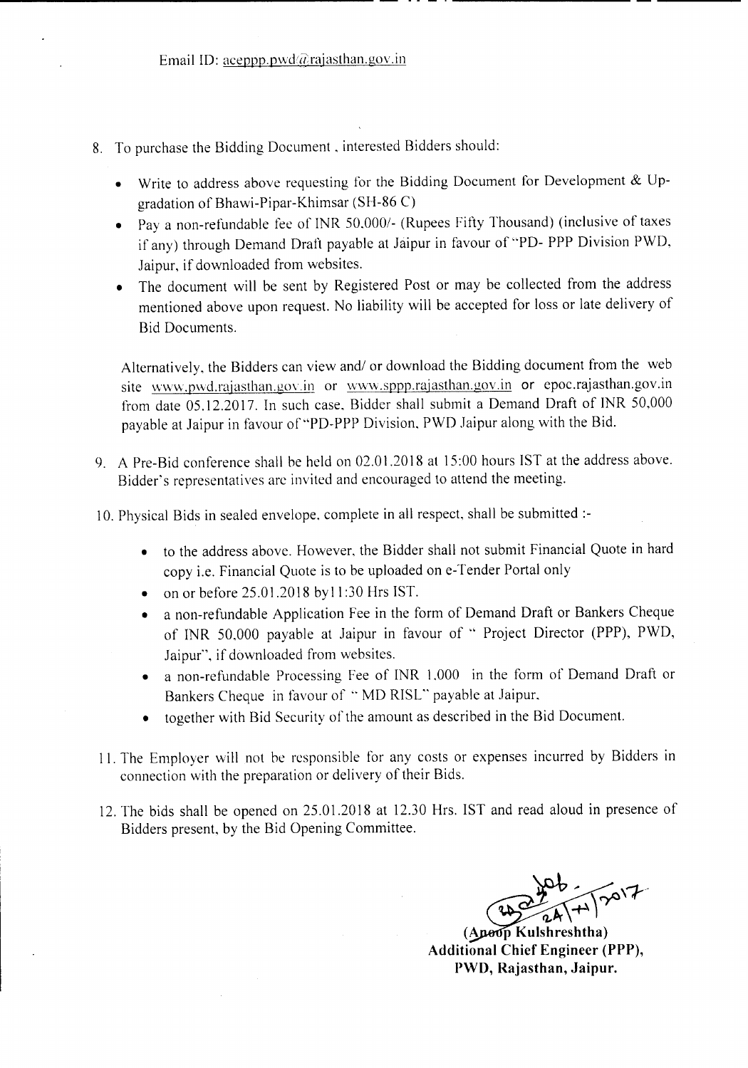Email ID: aceppp.pwd@rajasthan.gov.in

8. To purchase the Bidding Document , interested Bidders should:

   - Write to address above requesting for the Bidding Document for Development & Up-gradation of Bhawi-Pipar-Khimsar (SH-86 C)
   - Pay a non-refundable fee of INR 50,000/- (Rupees Fifty Thousand) (inclusive of taxes if any) through Demand Draft payable at Jaipur in favour of "PD- PPP Division PWD, Jaipur, if downloaded from websites.
   - The document will be sent by Registered Post or may be collected from the address mentioned above upon request. No liability will be accepted for loss or late delivery of Bid Documents.

   Alternatively, the Bidders can view and/ or download the Bidding document from the web site www.pwd.rajasthan.gov.in or www.sppp.rajasthan.gov.in or epoc.rajasthan.gov.in from date 05.12.2017. In such case, Bidder shall submit a Demand Draft of INR 50,000 payable at Jaipur in favour of "PD-PPP Division, PWD Jaipur along with the Bid.

9. A Pre-Bid conference shall be held on 02.01.2018 at 15:00 hours IST at the address above. Bidder's representatives are invited and encouraged to attend the meeting.

10. Physical Bids in sealed envelope, complete in all respect, shall be submitted :-

    - to the address above. However, the Bidder shall not submit Financial Quote in hard copy i.e. Financial Quote is to be uploaded on e-Tender Portal only
    - on or before 25.01.2018 by11:30 Hrs IST.
    - a non-refundable Application Fee in the form of Demand Draft or Bankers Cheque of INR 50,000 payable at Jaipur in favour of " Project Director (PPP), PWD, Jaipur", if downloaded from websites.
    - a non-refundable Processing Fee of INR 1,000 in the form of Demand Draft or Bankers Cheque in favour of " MD RISL" payable at Jaipur,
    - together with Bid Security of the amount as described in the Bid Document.

11. The Employer will not be responsible for any costs or expenses incurred by Bidders in connection with the preparation or delivery of their Bids.

12. The bids shall be opened on 25.01.2018 at 12.30 Hrs. IST and read aloud in presence of Bidders present, by the Bid Opening Committee.

24/11/2017

**(Anoop Kulshreshtha)**
**Additional Chief Engineer (PPP),**
**PWD, Rajasthan, Jaipur.**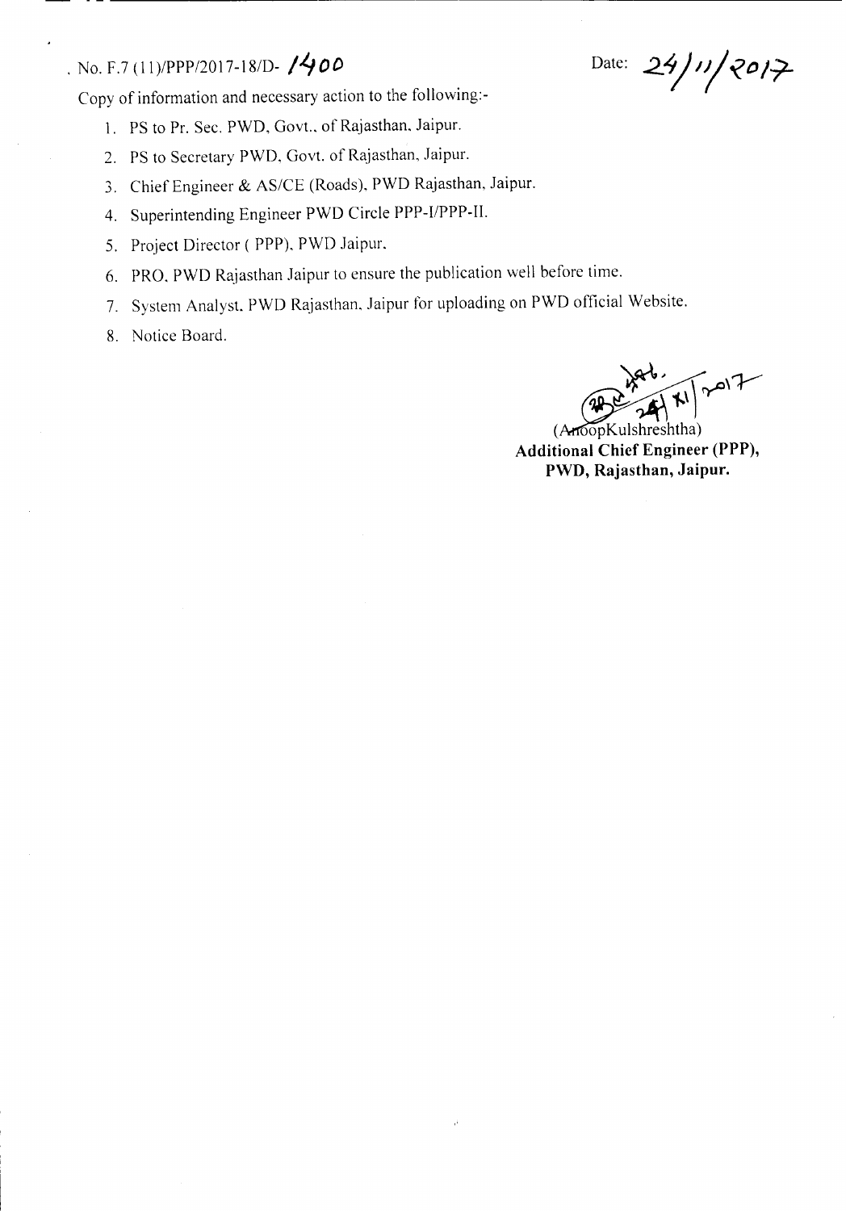. No. F.7 (11)/PPP/2017-18/D- 1400

Date: 24/11/2017

Copy of information and necessary action to the following:-

1. PS to Pr. Sec. PWD, Govt., of Rajasthan, Jaipur.
2. PS to Secretary PWD, Govt. of Rajasthan, Jaipur.
3. Chief Engineer & AS/CE (Roads), PWD Rajasthan, Jaipur.
4. Superintending Engineer PWD Circle PPP-I/PPP-II.
5. Project Director ( PPP), PWD Jaipur.
6. PRO, PWD Rajasthan Jaipur to ensure the publication well before time.
7. System Analyst, PWD Rajasthan, Jaipur for uploading on PWD official Website.
8. Notice Board.

24/XI/2017

(AnoopKulshreshtha)
**Additional Chief Engineer (PPP),**
**PWD, Rajasthan, Jaipur.**